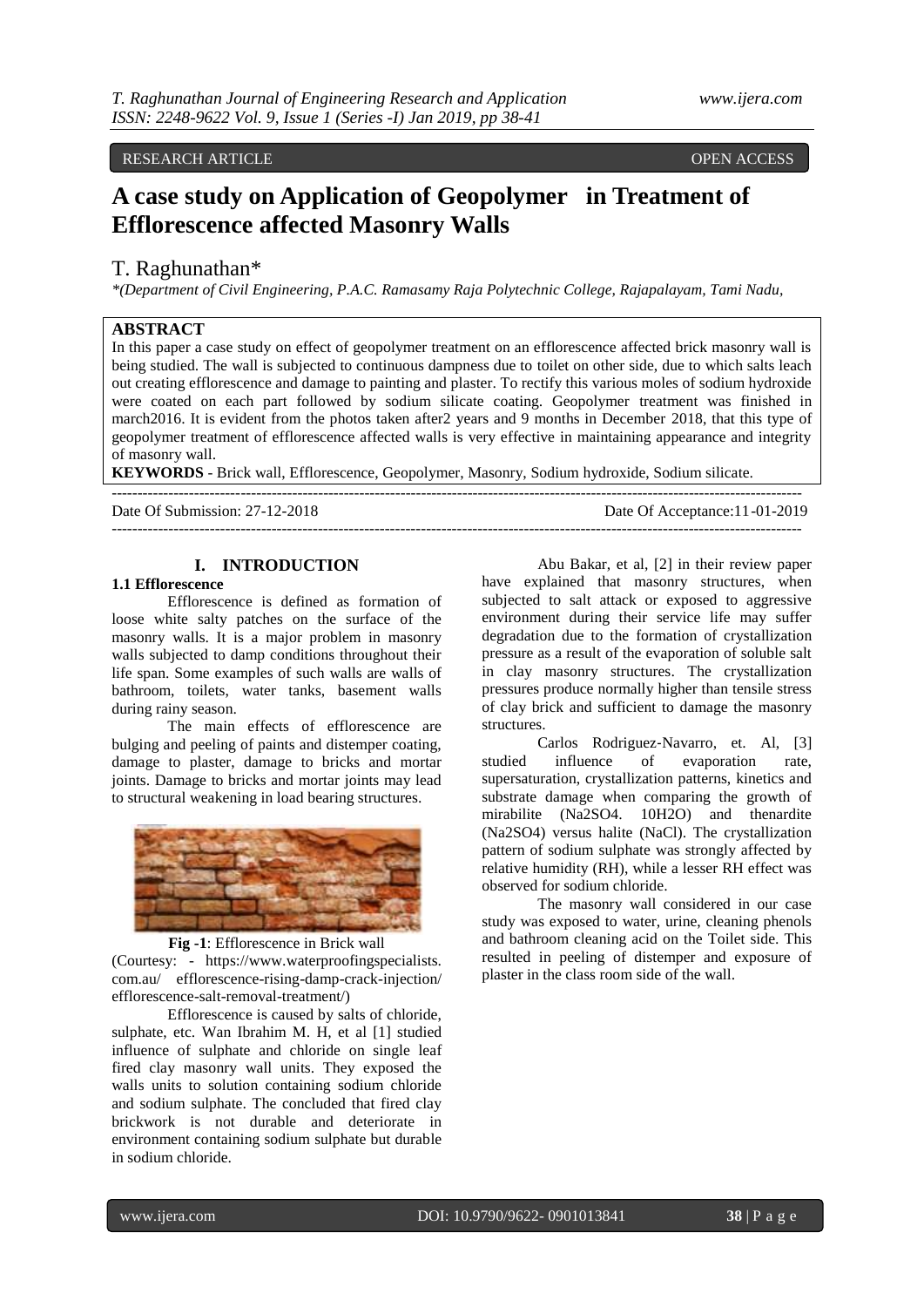RESEARCH ARTICLE OPEN ACCESS

# A case study on Application of Geopolymer in Treatment of Efflorescence affected Masonry Walls

T. Raghunathan*

*(Department of Civil Engineering, P.A.C. Ramasamy Raja Polytechnic College, Rajapalayam, Tami Nadu,

## ABSTRACT

In this paper a case study on effect of geopolymer treatment on an efflorescence affected brick masonry wall is being studied. The wall is subjected to continuous dampness due to toilet on other side, due to which salts leach out creating efflorescence and damage to painting and plaster. To rectify this various moles of sodium hydroxide were coated on each part followed by sodium silicate coating. Geopolymer treatment was finished in march2016. It is evident from the photos taken after2 years and 9 months in December 2018, that this type of geopolymer treatment of efflorescence affected walls is very effective in maintaining appearance and integrity of masonry wall.

**KEYWORDS** - Brick wall, Efflorescence, Geopolymer, Masonry, Sodium hydroxide, Sodium silicate.

---

Date Of Submission: 27-12-2018 Date Of Acceptance:11-01-2019

---

## I. INTRODUCTION

### 1.1 Efflorescence

Efflorescence is defined as formation of loose white salty patches on the surface of the masonry walls. It is a major problem in masonry walls subjected to damp conditions throughout their life span. Some examples of such walls are walls of bathroom, toilets, water tanks, basement walls during rainy season.

The main effects of efflorescence are bulging and peeling of paints and distemper coating, damage to plaster, damage to bricks and mortar joints. Damage to bricks and mortar joints may lead to structural weakening in load bearing structures.

**Fig -1**: Efflorescence in Brick wall
(Courtesy: - https://www.waterproofingspecialists.com.au/ efflorescence-rising-damp-crack-injection/ efflorescence-salt-removal-treatment/)

Efflorescence is caused by salts of chloride, sulphate, etc. Wan Ibrahim M. H, et al [1] studied influence of sulphate and chloride on single leaf fired clay masonry wall units. They exposed the walls units to solution containing sodium chloride and sodium sulphate. The concluded that fired clay brickwork is not durable and deteriorate in environment containing sodium sulphate but durable in sodium chloride.

Abu Bakar, et al, [2] in their review paper have explained that masonry structures, when subjected to salt attack or exposed to aggressive environment during their service life may suffer degradation due to the formation of crystallization pressure as a result of the evaporation of soluble salt in clay masonry structures. The crystallization pressures produce normally higher than tensile stress of clay brick and sufficient to damage the masonry structures.

Carlos Rodriguez-Navarro, et. Al, [3] studied influence of evaporation rate, supersaturation, crystallization patterns, kinetics and substrate damage when comparing the growth of mirabilite ($Na_2SO_4 \cdot 10H_2O$) and thenardite ($Na_2SO_4$) versus halite ($NaCl$). The crystallization pattern of sodium sulphate was strongly affected by relative humidity (RH), while a lesser RH effect was observed for sodium chloride.

The masonry wall considered in our case study was exposed to water, urine, cleaning phenols and bathroom cleaning acid on the Toilet side. This resulted in peeling of distemper and exposure of plaster in the class room side of the wall.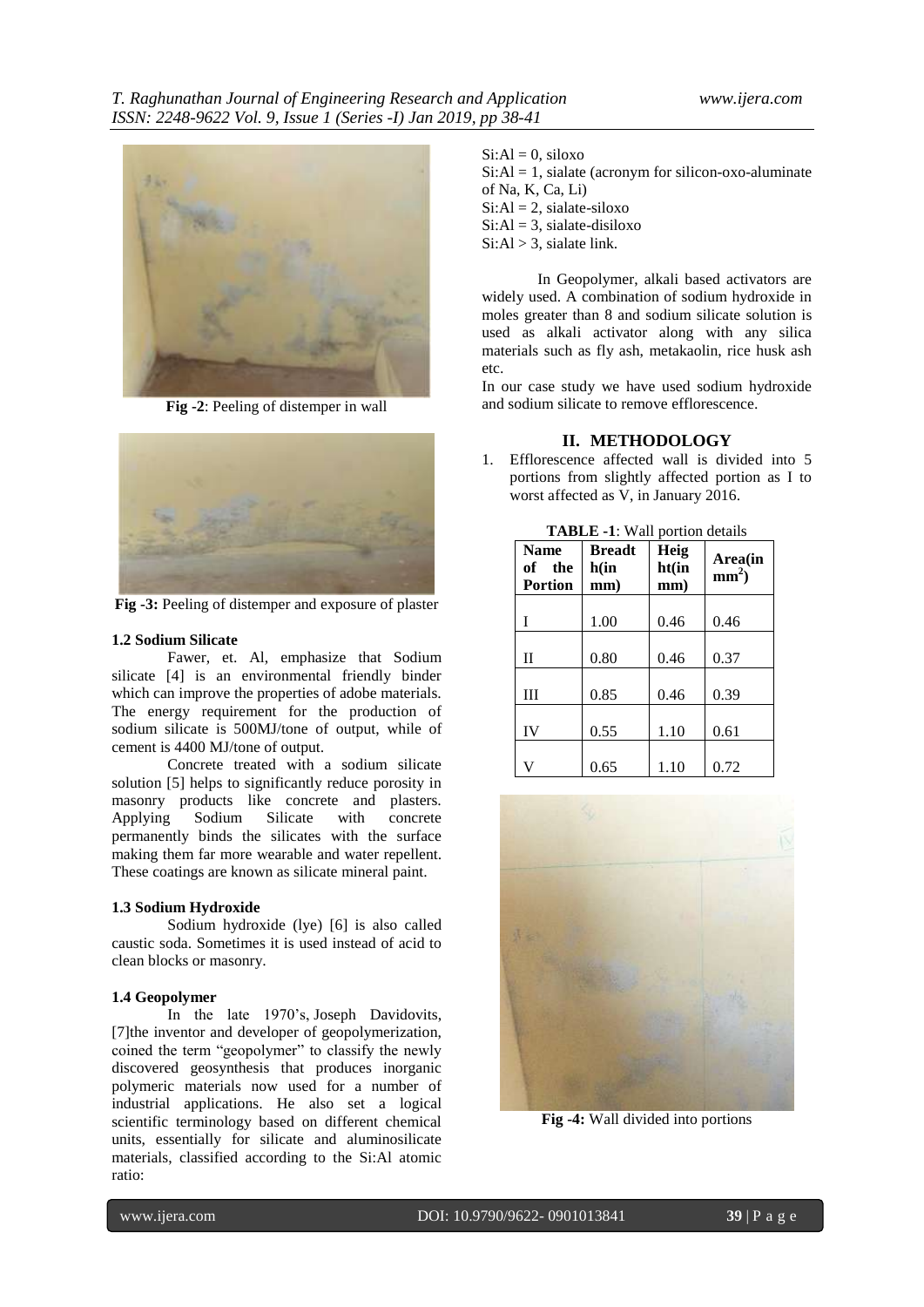Fig -2: Peeling of distemper in wall

Fig -3: Peeling of distemper and exposure of plaster

### 1.2 Sodium Silicate

Fawer, et. Al, emphasize that Sodium silicate [4] is an environmental friendly binder which can improve the properties of adobe materials. The energy requirement for the production of sodium silicate is 500MJ/tone of output, while of cement is 4400 MJ/tone of output.

Concrete treated with a sodium silicate solution [5] helps to significantly reduce porosity in masonry products like concrete and plasters. Applying Sodium Silicate with concrete permanently binds the silicates with the surface making them far more wearable and water repellent. These coatings are known as silicate mineral paint.

### 1.3 Sodium Hydroxide

Sodium hydroxide (lye) [6] is also called caustic soda. Sometimes it is used instead of acid to clean blocks or masonry.

### 1.4 Geopolymer

In the late 1970's, Joseph Davidovits, [7]the inventor and developer of geopolymerization, coined the term "geopolymer" to classify the newly discovered geosynthesis that produces inorganic polymeric materials now used for a number of industrial applications. He also set a logical scientific terminology based on different chemical units, essentially for silicate and aluminosilicate materials, classified according to the Si:Al atomic ratio:

Si:Al = 0, siloxo
Si:Al = 1, sialate (acronym for silicon-oxo-aluminate of Na, K, Ca, Li)
Si:Al = 2, sialate-siloxo
Si:Al = 3, sialate-disiloxo
Si:Al > 3, sialate link.

In Geopolymer, alkali based activators are widely used. A combination of sodium hydroxide in moles greater than 8 and sodium silicate solution is used as alkali activator along with any silica materials such as fly ash, metakaolin, rice husk ash etc.

In our case study we have used sodium hydroxide and sodium silicate to remove efflorescence.

## II. METHODOLOGY

1. Efflorescence affected wall is divided into 5 portions from slightly affected portion as I to worst affected as V, in January 2016.

**TABLE -1**: Wall portion details

| Name of the Portion | Breadth(in mm) | Height(in mm) | Area(in $mm^2$) |
|---|---|---|---|
| I | 1.00 | 0.46 | 0.46 |
| II | 0.80 | 0.46 | 0.37 |
| III | 0.85 | 0.46 | 0.39 |
| IV | 0.55 | 1.10 | 0.61 |
| V | 0.65 | 1.10 | 0.72 |

Fig -4: Wall divided into portions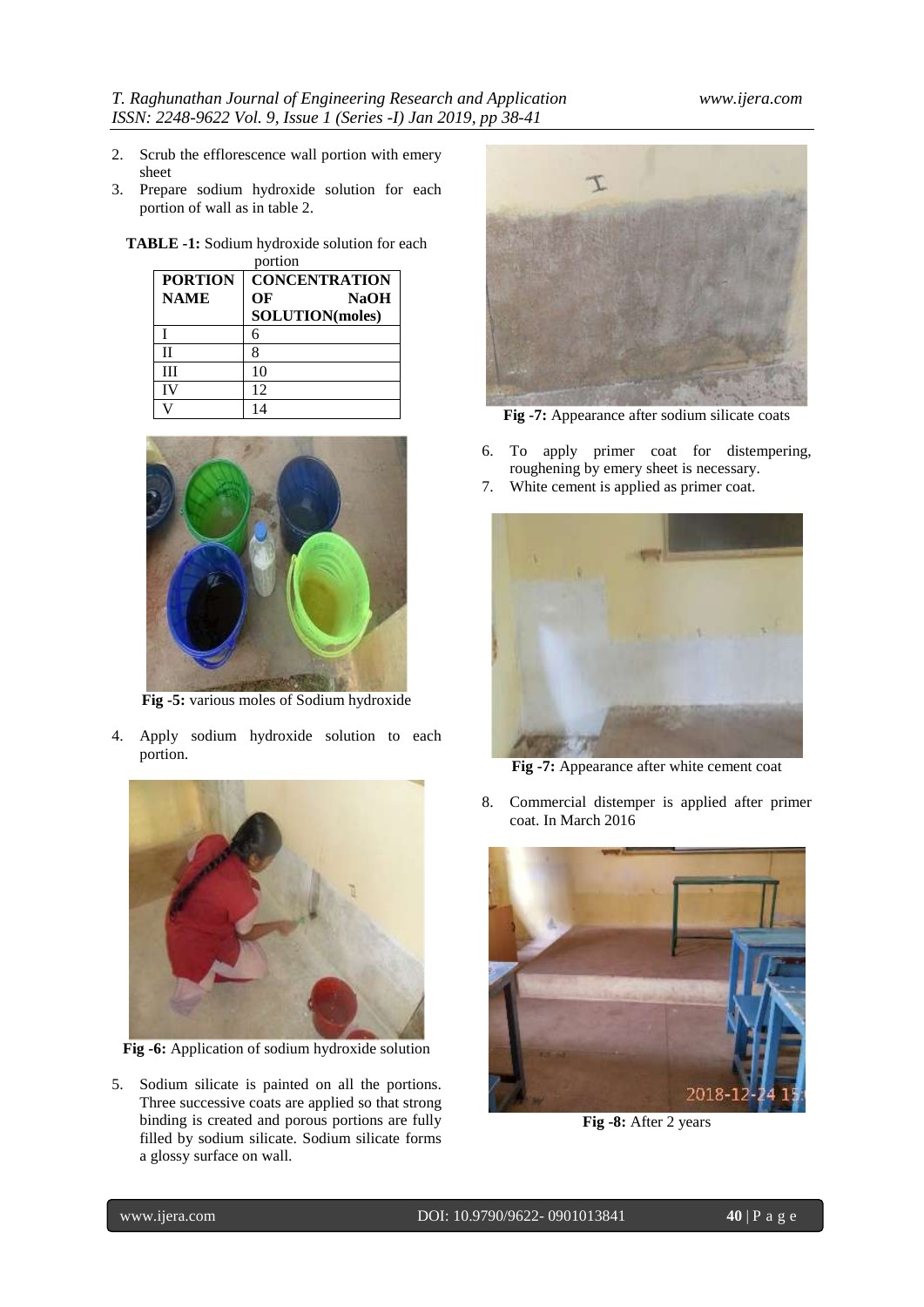2. Scrub the efflorescence wall portion with emery sheet
3. Prepare sodium hydroxide solution for each portion of wall as in table 2.

**TABLE -1:** Sodium hydroxide solution for each portion

| PORTION NAME | CONCENTRATION OF NaOH SOLUTION(moles) |
|---|---|
| I | 6 |
| II | 8 |
| III | 10 |
| IV | 12 |
| V | 14 |

**Fig -5:** various moles of Sodium hydroxide

4. Apply sodium hydroxide solution to each portion.

**Fig -6:** Application of sodium hydroxide solution

5. Sodium silicate is painted on all the portions. Three successive coats are applied so that strong binding is created and porous portions are fully filled by sodium silicate. Sodium silicate forms a glossy surface on wall.

**Fig -7:** Appearance after sodium silicate coats

6. To apply primer coat for distempering, roughening by emery sheet is necessary.
7. White cement is applied as primer coat.

**Fig -7:** Appearance after white cement coat

8. Commercial distemper is applied after primer coat. In March 2016

**Fig -8:** After 2 years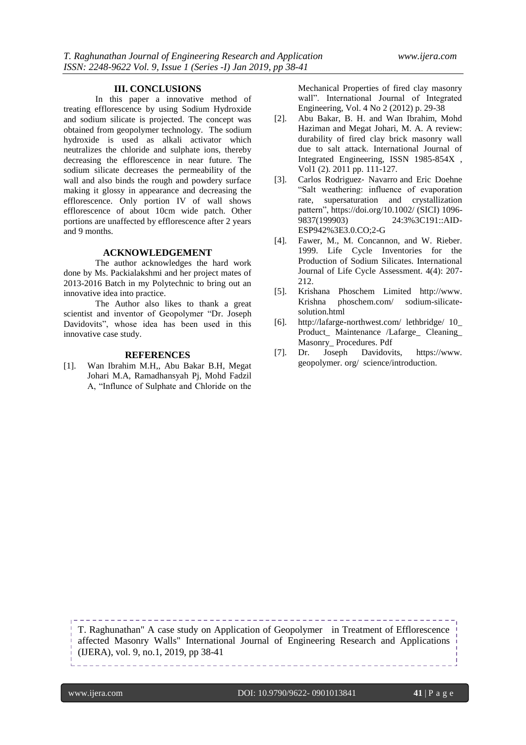## III. CONCLUSIONS

In this paper a innovative method of treating efflorescence by using Sodium Hydroxide and sodium silicate is projected. The concept was obtained from geopolymer technology. The sodium hydroxide is used as alkali activator which neutralizes the chloride and sulphate ions, thereby decreasing the efflorescence in near future. The sodium silicate decreases the permeability of the wall and also binds the rough and powdery surface making it glossy in appearance and decreasing the efflorescence. Only portion IV of wall shows efflorescence of about 10cm wide patch. Other portions are unaffected by efflorescence after 2 years and 9 months.

## ACKNOWLEDGEMENT

The author acknowledges the hard work done by Ms. Packialakshmi and her project mates of 2013-2016 Batch in my Polytechnic to bring out an innovative idea into practice.

The Author also likes to thank a great scientist and inventor of Geopolymer "Dr. Joseph Davidovits", whose idea has been used in this innovative case study.

## REFERENCES

[1]. Wan Ibrahim M.H,, Abu Bakar B.H, Megat Johari M.A, Ramadhansyah Pj, Mohd Fadzil A, "Influnce of Sulphate and Chloride on the Mechanical Properties of fired clay masonry wall". International Journal of Integrated Engineering, Vol. 4 No 2 (2012) p. 29-38

[2]. Abu Bakar, B. H. and Wan Ibrahim, Mohd Haziman and Megat Johari, M. A. A review: durability of fired clay brick masonry wall due to salt attack. International Journal of Integrated Engineering, ISSN 1985-854X , Vol1 (2). 2011 pp. 111-127.

[3]. Carlos Rodriguez- Navarro and Eric Doehne "Salt weathering: influence of evaporation rate, supersaturation and crystallization pattern", https://doi.org/10.1002/ (SICI) 1096-9837(199903) 24:3%3C191::AID-ESP942%3E3.0.CO;2-G

[4]. Fawer, M., M. Concannon, and W. Rieber. 1999. Life Cycle Inventories for the Production of Sodium Silicates. International Journal of Life Cycle Assessment. 4(4): 207-212.

[5]. Krishana Phoschem Limited http://www. Krishna phoschem.com/ sodium-silicate-solution.html

[6]. http://lafarge-northwest.com/ lethbridge/ 10_ Product_ Maintenance /Lafarge_ Cleaning_ Masonry_ Procedures. Pdf

[7]. Dr. Joseph Davidovits, https://www. geopolymer. org/ science/introduction.

T. Raghunathan" A case study on Application of Geopolymer in Treatment of Efflorescence affected Masonry Walls" International Journal of Engineering Research and Applications (IJERA), vol. 9, no.1, 2019, pp 38-41